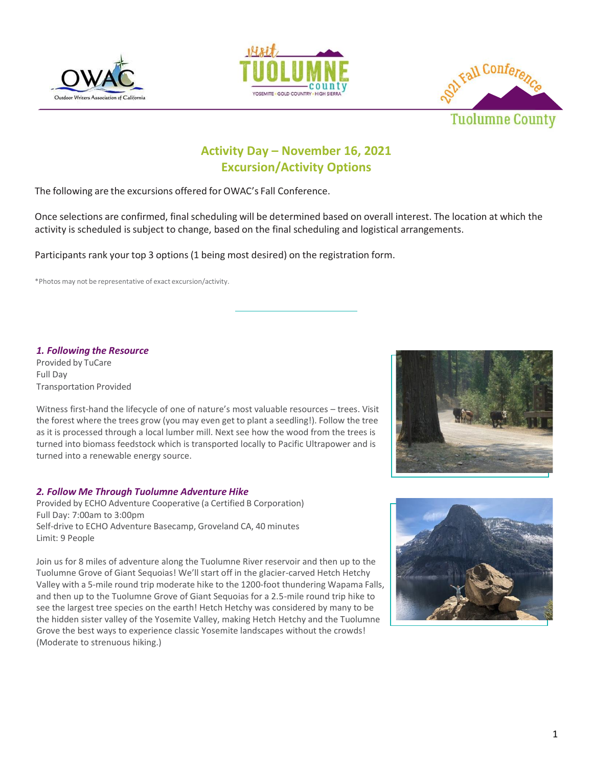# Activity Day – November 16, 2021
## Excursion/Activity Options

The following are the excursions offered for OWAC's Fall Conference.

Once selections are confirmed, final scheduling will be determined based on overall interest. The location at which the activity is scheduled is subject to change, based on the final scheduling and logistical arrangements.

Participants rank your top 3 options (1 being most desired) on the registration form.

*Photos may not be representative of exact excursion/activity.

### *1. Following the Resource*

Provided by TuCare
Full Day
Transportation Provided

Witness first-hand the lifecycle of one of nature's most valuable resources – trees. Visit the forest where the trees grow (you may even get to plant a seedling!). Follow the tree as it is processed through a local lumber mill. Next see how the wood from the trees is turned into biomass feedstock which is transported locally to Pacific Ultrapower and is turned into a renewable energy source.

### *2. Follow Me Through Tuolumne Adventure Hike*

Provided by ECHO Adventure Cooperative (a Certified B Corporation)
Full Day: 7:00am to 3:00pm
Self-drive to ECHO Adventure Basecamp, Groveland CA, 40 minutes
Limit: 9 People

Join us for 8 miles of adventure along the Tuolumne River reservoir and then up to the Tuolumne Grove of Giant Sequoias! We'll start off in the glacier-carved Hetch Hetchy Valley with a 5-mile round trip moderate hike to the 1200-foot thundering Wapama Falls, and then up to the Tuolumne Grove of Giant Sequoias for a 2.5-mile round trip hike to see the largest tree species on the earth! Hetch Hetchy was considered by many to be the hidden sister valley of the Yosemite Valley, making Hetch Hetchy and the Tuolumne Grove the best ways to experience classic Yosemite landscapes without the crowds! (Moderate to strenuous hiking.)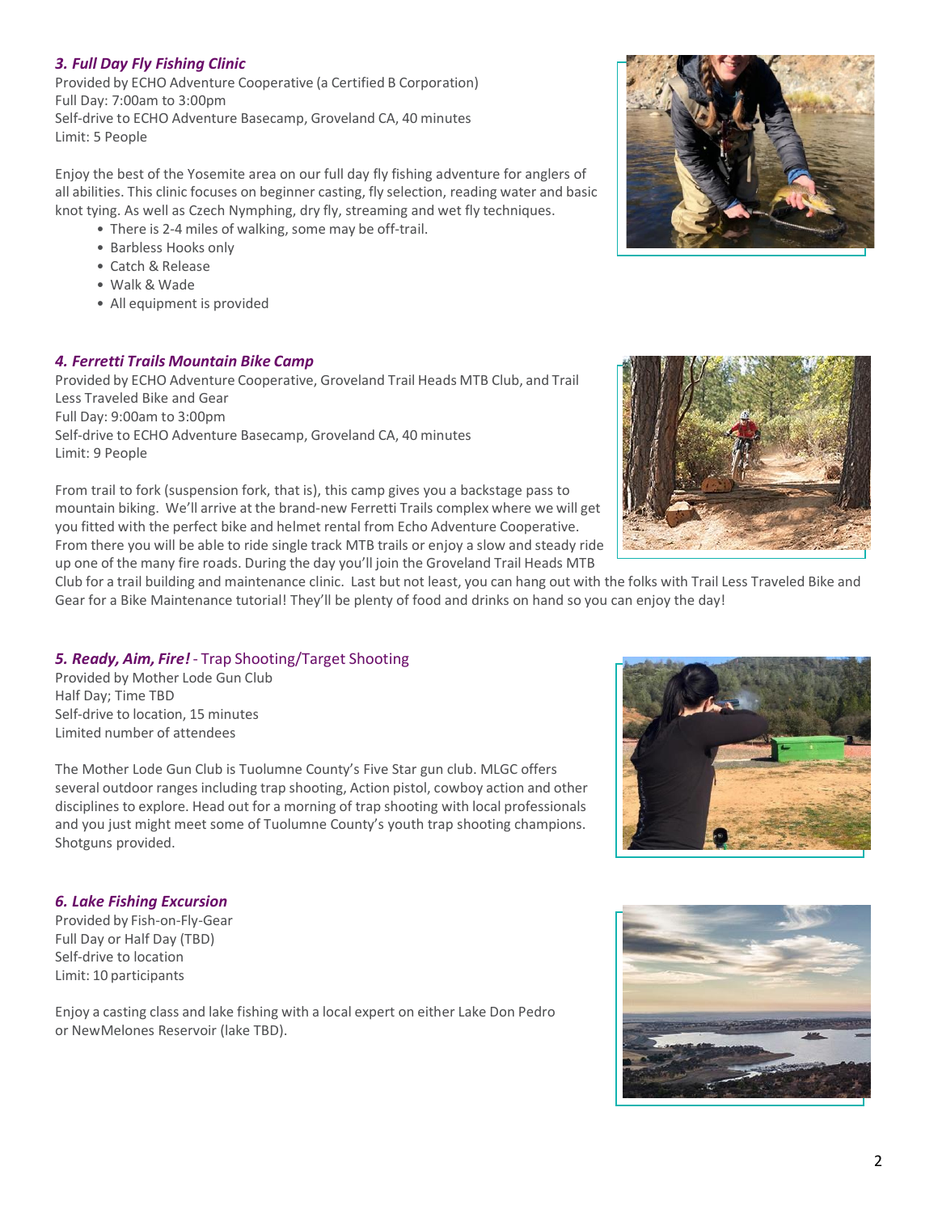### *3. Full Day Fly Fishing Clinic*

Provided by ECHO Adventure Cooperative (a Certified B Corporation)
Full Day: 7:00am to 3:00pm
Self-drive to ECHO Adventure Basecamp, Groveland CA, 40 minutes
Limit: 5 People

Enjoy the best of the Yosemite area on our full day fly fishing adventure for anglers of all abilities. This clinic focuses on beginner casting, fly selection, reading water and basic knot tying. As well as Czech Nymphing, dry fly, streaming and wet fly techniques.

- There is 2-4 miles of walking, some may be off-trail.
- Barbless Hooks only
- Catch & Release
- Walk & Wade
- All equipment is provided

### *4. Ferretti Trails Mountain Bike Camp*

Provided by ECHO Adventure Cooperative, Groveland Trail Heads MTB Club, and Trail Less Traveled Bike and Gear
Full Day: 9:00am to 3:00pm
Self-drive to ECHO Adventure Basecamp, Groveland CA, 40 minutes
Limit: 9 People

From trail to fork (suspension fork, that is), this camp gives you a backstage pass to mountain biking. We'll arrive at the brand-new Ferretti Trails complex where we will get you fitted with the perfect bike and helmet rental from Echo Adventure Cooperative. From there you will be able to ride single track MTB trails or enjoy a slow and steady ride up one of the many fire roads. During the day you'll join the Groveland Trail Heads MTB Club for a trail building and maintenance clinic. Last but not least, you can hang out with the folks with Trail Less Traveled Bike and Gear for a Bike Maintenance tutorial! They'll be plenty of food and drinks on hand so you can enjoy the day!

### *5. Ready, Aim, Fire!* - Trap Shooting/Target Shooting

Provided by Mother Lode Gun Club
Half Day; Time TBD
Self-drive to location, 15 minutes
Limited number of attendees

The Mother Lode Gun Club is Tuolumne County's Five Star gun club. MLGC offers several outdoor ranges including trap shooting, Action pistol, cowboy action and other disciplines to explore. Head out for a morning of trap shooting with local professionals and you just might meet some of Tuolumne County's youth trap shooting champions. Shotguns provided.

### *6. Lake Fishing Excursion*

Provided by Fish-on-Fly-Gear
Full Day or Half Day (TBD)
Self-drive to location
Limit: 10 participants

Enjoy a casting class and lake fishing with a local expert on either Lake Don Pedro or NewMelones Reservoir (lake TBD).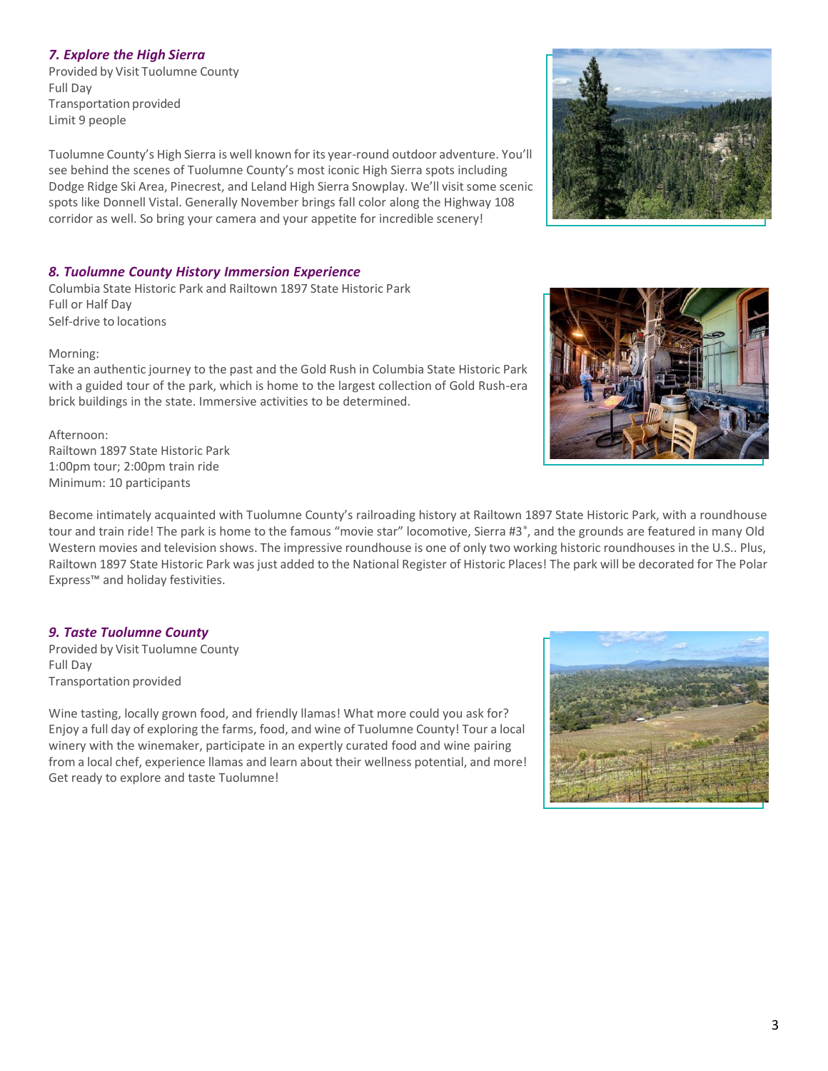### *7. Explore the High Sierra*

Provided by Visit Tuolumne County
Full Day
Transportation provided
Limit 9 people

Tuolumne County's High Sierra is well known for its year-round outdoor adventure. You'll see behind the scenes of Tuolumne County's most iconic High Sierra spots including Dodge Ridge Ski Area, Pinecrest, and Leland High Sierra Snowplay. We'll visit some scenic spots like Donnell Vistal. Generally November brings fall color along the Highway 108 corridor as well. So bring your camera and your appetite for incredible scenery!

### *8. Tuolumne County History Immersion Experience*

Columbia State Historic Park and Railtown 1897 State Historic Park
Full or Half Day
Self-drive to locations

Morning:
Take an authentic journey to the past and the Gold Rush in Columbia State Historic Park with a guided tour of the park, which is home to the largest collection of Gold Rush-era brick buildings in the state. Immersive activities to be determined.

Afternoon:
Railtown 1897 State Historic Park
1:00pm tour; 2:00pm train ride
Minimum: 10 participants

Become intimately acquainted with Tuolumne County's railroading history at Railtown 1897 State Historic Park, with a roundhouse tour and train ride! The park is home to the famous "movie star" locomotive, Sierra #3®, and the grounds are featured in many Old Western movies and television shows. The impressive roundhouse is one of only two working historic roundhouses in the U.S.. Plus, Railtown 1897 State Historic Park was just added to the National Register of Historic Places! The park will be decorated for The Polar Express™ and holiday festivities.

### *9. Taste Tuolumne County*

Provided by Visit Tuolumne County
Full Day
Transportation provided

Wine tasting, locally grown food, and friendly llamas! What more could you ask for? Enjoy a full day of exploring the farms, food, and wine of Tuolumne County! Tour a local winery with the winemaker, participate in an expertly curated food and wine pairing from a local chef, experience llamas and learn about their wellness potential, and more! Get ready to explore and taste Tuolumne!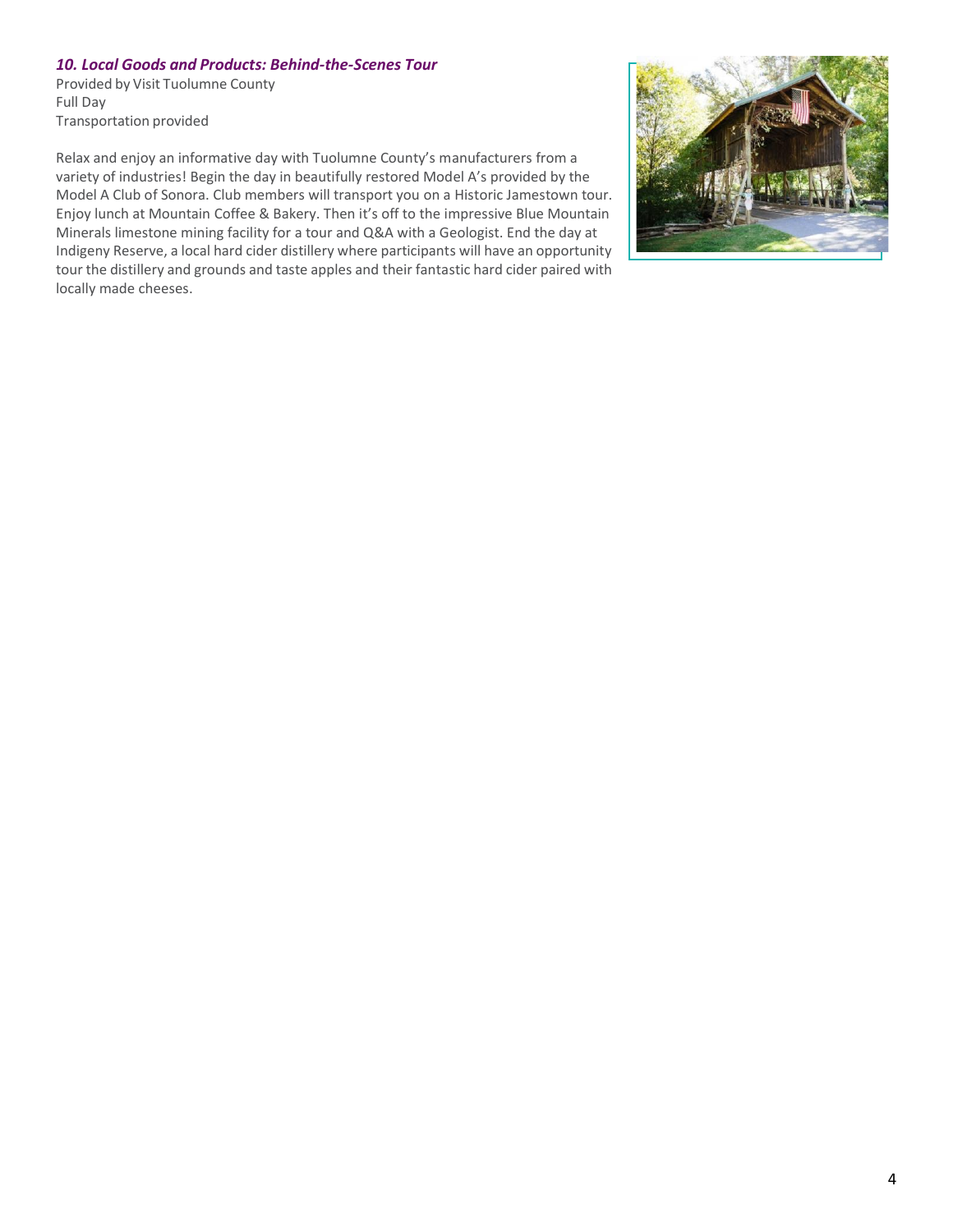### *10. Local Goods and Products: Behind-the-Scenes Tour*

Provided by Visit Tuolumne County
Full Day
Transportation provided

Relax and enjoy an informative day with Tuolumne County's manufacturers from a variety of industries! Begin the day in beautifully restored Model A's provided by the Model A Club of Sonora. Club members will transport you on a Historic Jamestown tour. Enjoy lunch at Mountain Coffee & Bakery. Then it's off to the impressive Blue Mountain Minerals limestone mining facility for a tour and Q&A with a Geologist. End the day at Indigeny Reserve, a local hard cider distillery where participants will have an opportunity tour the distillery and grounds and taste apples and their fantastic hard cider paired with locally made cheeses.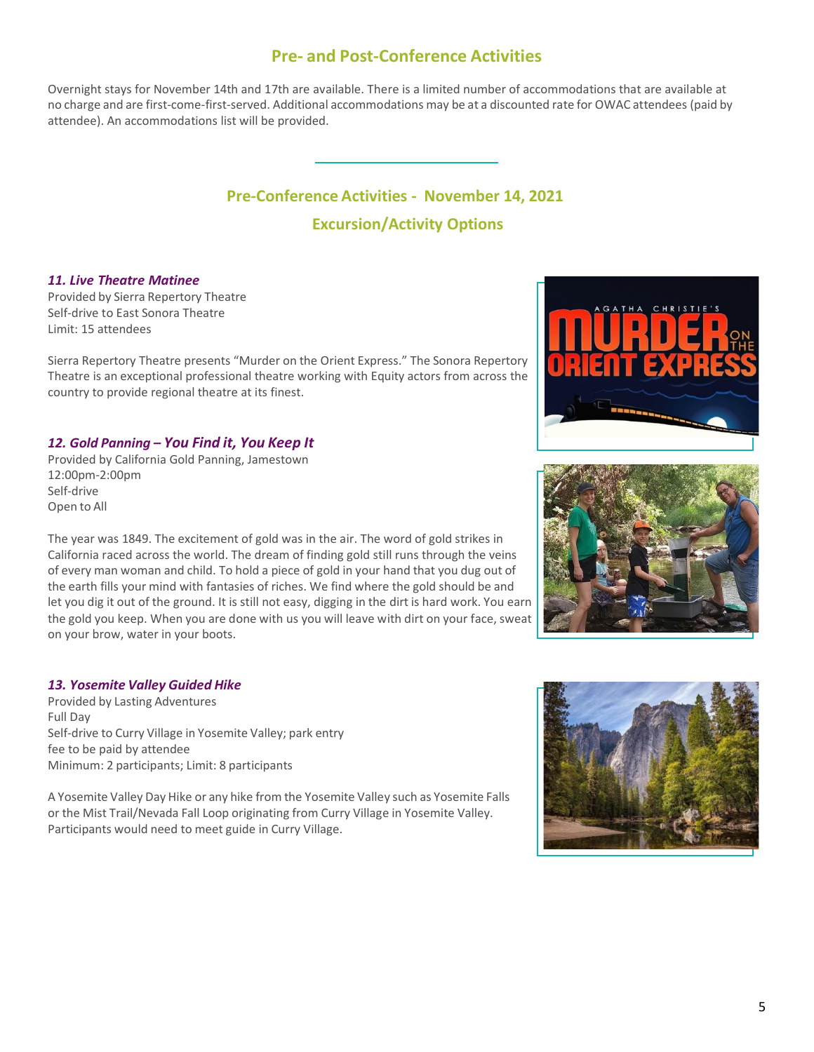## Pre- and Post-Conference Activities

Overnight stays for November 14th and 17th are available. There is a limited number of accommodations that are available at no charge and are first-come-first-served. Additional accommodations may be at a discounted rate for OWAC attendees (paid by attendee). An accommodations list will be provided.

---

## Pre-Conference Activities - November 14, 2021

## Excursion/Activity Options

### *11. Live Theatre Matinee*

Provided by Sierra Repertory Theatre
Self-drive to East Sonora Theatre
Limit: 15 attendees

Sierra Repertory Theatre presents "Murder on the Orient Express." The Sonora Repertory Theatre is an exceptional professional theatre working with Equity actors from across the country to provide regional theatre at its finest.

### *12. Gold Panning – You Find it, You Keep It*

Provided by California Gold Panning, Jamestown
12:00pm-2:00pm
Self-drive
Open to All

The year was 1849. The excitement of gold was in the air. The word of gold strikes in California raced across the world. The dream of finding gold still runs through the veins of every man woman and child. To hold a piece of gold in your hand that you dug out of the earth fills your mind with fantasies of riches. We find where the gold should be and let you dig it out of the ground. It is still not easy, digging in the dirt is hard work. You earn the gold you keep. When you are done with us you will leave with dirt on your face, sweat on your brow, water in your boots.

### *13. Yosemite Valley Guided Hike*

Provided by Lasting Adventures
Full Day
Self-drive to Curry Village in Yosemite Valley; park entry fee to be paid by attendee
Minimum: 2 participants; Limit: 8 participants

A Yosemite Valley Day Hike or any hike from the Yosemite Valley such as Yosemite Falls or the Mist Trail/Nevada Fall Loop originating from Curry Village in Yosemite Valley. Participants would need to meet guide in Curry Village.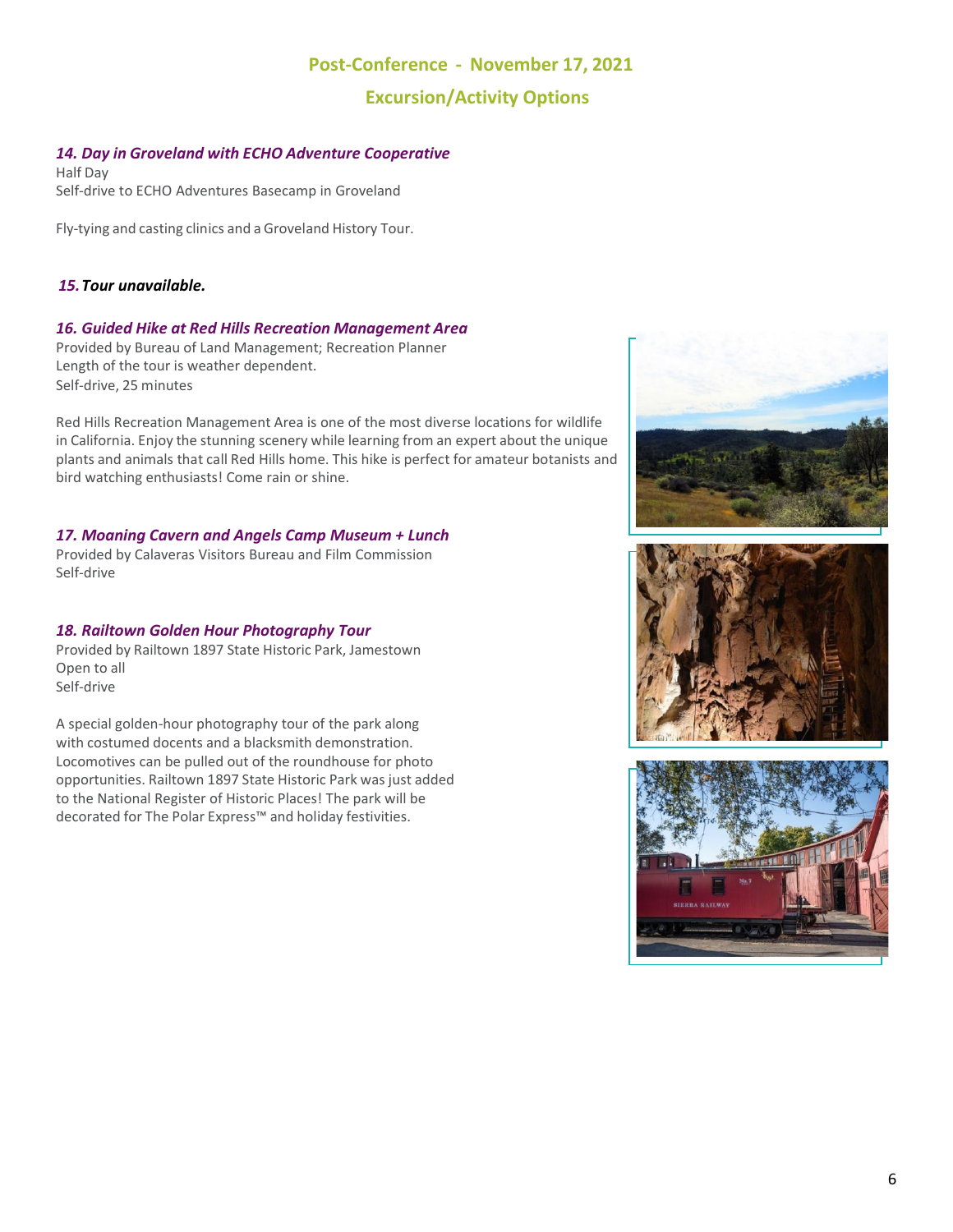## Post-Conference - November 17, 2021

## Excursion/Activity Options

### *14. Day in Groveland with ECHO Adventure Cooperative*

Half Day
Self-drive to ECHO Adventures Basecamp in Groveland

Fly-tying and casting clinics and a Groveland History Tour.

### *15. Tour unavailable.*

### *16. Guided Hike at Red Hills Recreation Management Area*

Provided by Bureau of Land Management; Recreation Planner
Length of the tour is weather dependent.
Self-drive, 25 minutes

Red Hills Recreation Management Area is one of the most diverse locations for wildlife in California. Enjoy the stunning scenery while learning from an expert about the unique plants and animals that call Red Hills home. This hike is perfect for amateur botanists and bird watching enthusiasts! Come rain or shine.

### *17. Moaning Cavern and Angels Camp Museum + Lunch*

Provided by Calaveras Visitors Bureau and Film Commission
Self-drive

### *18. Railtown Golden Hour Photography Tour*

Provided by Railtown 1897 State Historic Park, Jamestown
Open to all
Self-drive

A special golden-hour photography tour of the park along with costumed docents and a blacksmith demonstration. Locomotives can be pulled out of the roundhouse for photo opportunities. Railtown 1897 State Historic Park was just added to the National Register of Historic Places! The park will be decorated for The Polar Express™ and holiday festivities.